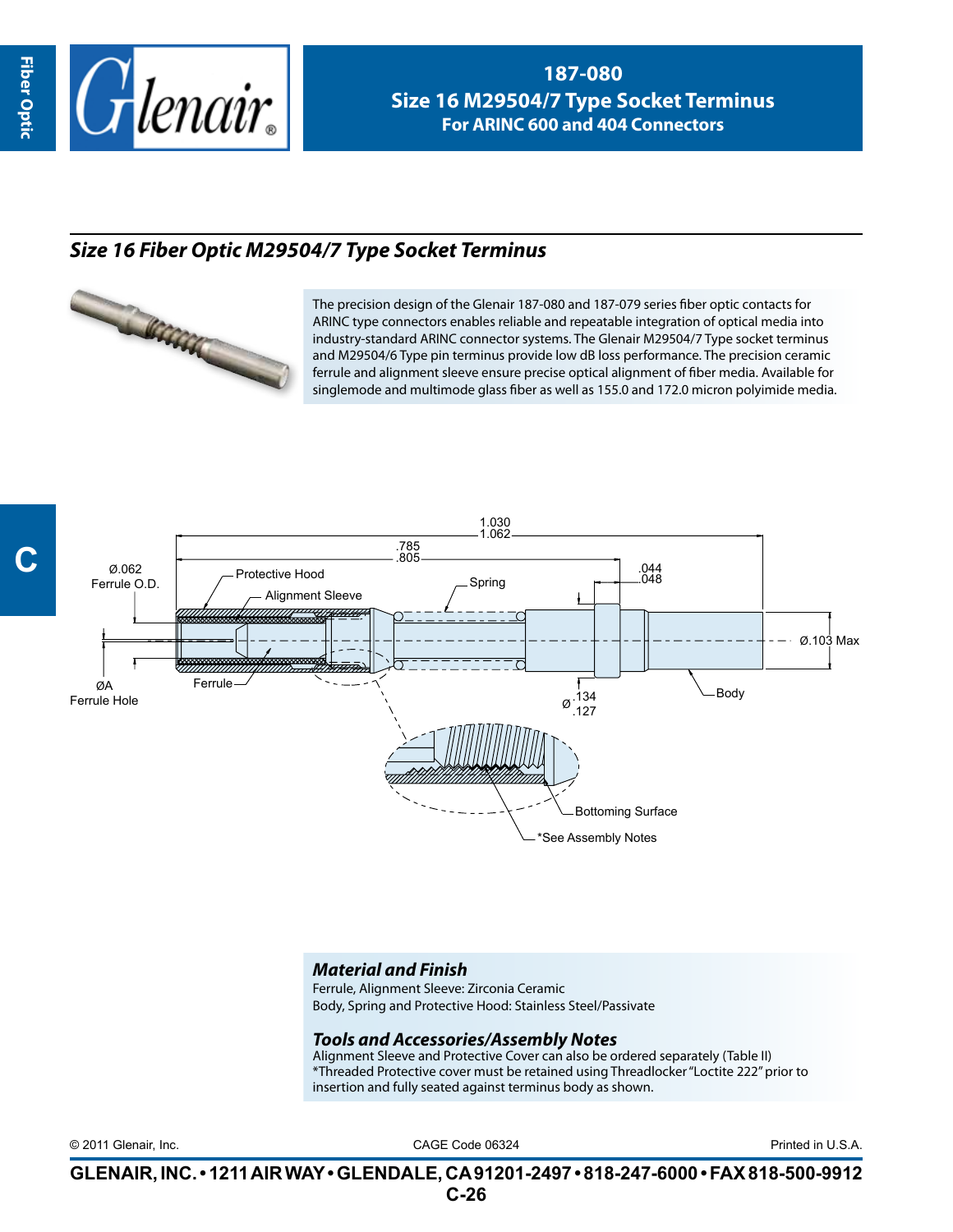# 187-080
## Size 16 M29504/7 Type Socket Terminus
### For ARINC 600 and 404 Connectors

## *Size 16 Fiber Optic M29504/7 Type Socket Terminus*

The precision design of the Glenair 187-080 and 187-079 series fiber optic contacts for ARINC type connectors enables reliable and repeatable integration of optical media into industry-standard ARINC connector systems. The Glenair M29504/7 Type socket terminus and M29504/6 Type pin terminus provide low dB loss performance. The precision ceramic ferrule and alignment sleeve ensure precise optical alignment of fiber media. Available for singlemode and multimode glass fiber as well as 155.0 and 172.0 micron polyimide media.

1.030 / 1.062

.785 / .805

.044 / .048

Ø.062 Ferrule O.D.

Protective Hood

Alignment Sleeve

Spring

Ø.103 Max

ØA Ferrule Hole

Ferrule

Ø .134 / .127

Body

Bottoming Surface

*See Assembly Notes

### *Material and Finish*

Ferrule, Alignment Sleeve: Zirconia Ceramic
Body, Spring and Protective Hood: Stainless Steel/Passivate

### *Tools and Accessories/Assembly Notes*

Alignment Sleeve and Protective Cover can also be ordered separately (Table II)
*Threaded Protective cover must be retained using Threadlocker "Loctite 222" prior to insertion and fully seated against terminus body as shown.

© 2011 Glenair, Inc. CAGE Code 06324 Printed in U.S.A.

**GLENAIR, INC. • 1211 AIR WAY • GLENDALE, CA 91201-2497 • 818-247-6000 • FAX 818-500-9912**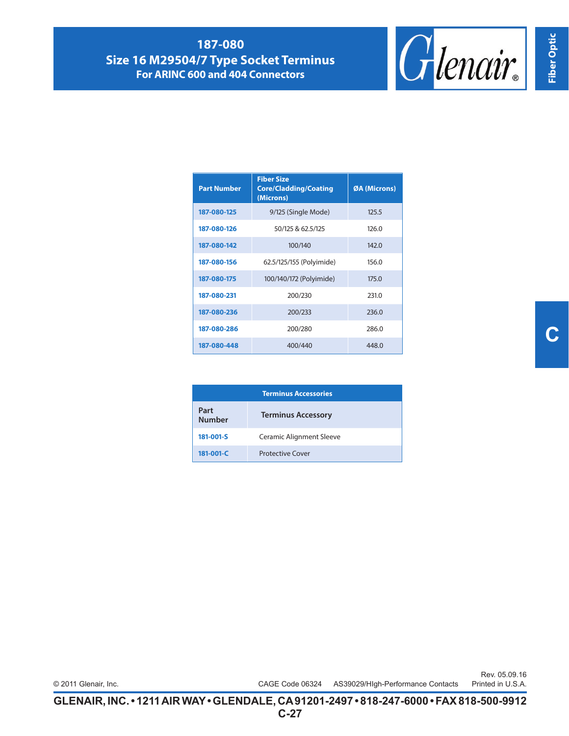# 187-080
## Size 16 M29504/7 Type Socket Terminus
### For ARINC 600 and 404 Connectors

| Part Number | Fiber Size Core/Cladding/Coating (Microns) | ØA (Microns) |
|---|---|---|
| 187-080-125 | 9/125 (Single Mode) | 125.5 |
| 187-080-126 | 50/125 & 62.5/125 | 126.0 |
| 187-080-142 | 100/140 | 142.0 |
| 187-080-156 | 62.5/125/155 (Polyimide) | 156.0 |
| 187-080-175 | 100/140/172 (Polyimide) | 175.0 |
| 187-080-231 | 200/230 | 231.0 |
| 187-080-236 | 200/233 | 236.0 |
| 187-080-286 | 200/280 | 286.0 |
| 187-080-448 | 400/440 | 448.0 |

| Terminus Accessories | |
|---|---|
| Part Number | Terminus Accessory |
| 181-001-S | Ceramic Alignment Sleeve |
| 181-001-C | Protective Cover |

© 2011 Glenair, Inc. CAGE Code 06324 AS39029/HIgh-Performance Contacts Rev. 05.09.16 Printed in U.S.A.

GLENAIR, INC. • 1211 AIR WAY • GLENDALE, CA 91201-2497 • 818-247-6000 • FAX 818-500-9912